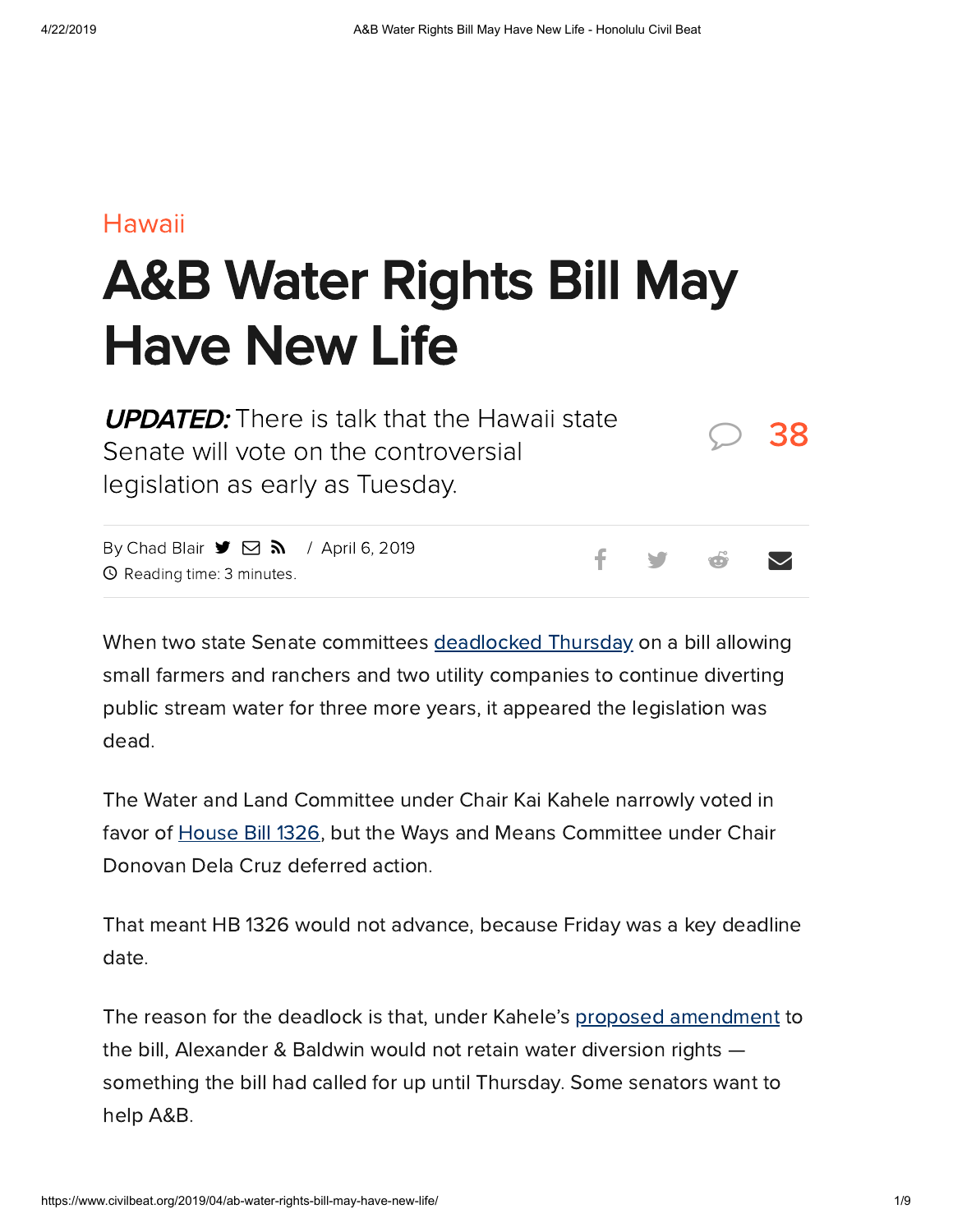Hawaii

# A&B Water Rights Bill May Have New Life

***UPDATED:*** There is talk that the Hawaii state Senate will vote on the controversial legislation as early as Tuesday.

38

By Chad Blair / April 6, 2019

Reading time: 3 minutes.

When two state Senate committees deadlocked Thursday on a bill allowing small farmers and ranchers and two utility companies to continue diverting public stream water for three more years, it appeared the legislation was dead.

The Water and Land Committee under Chair Kai Kahele narrowly voted in favor of House Bill 1326, but the Ways and Means Committee under Chair Donovan Dela Cruz deferred action.

That meant HB 1326 would not advance, because Friday was a key deadline date.

The reason for the deadlock is that, under Kahele's proposed amendment to the bill, Alexander & Baldwin would not retain water diversion rights — something the bill had called for up until Thursday. Some senators want to help A&B.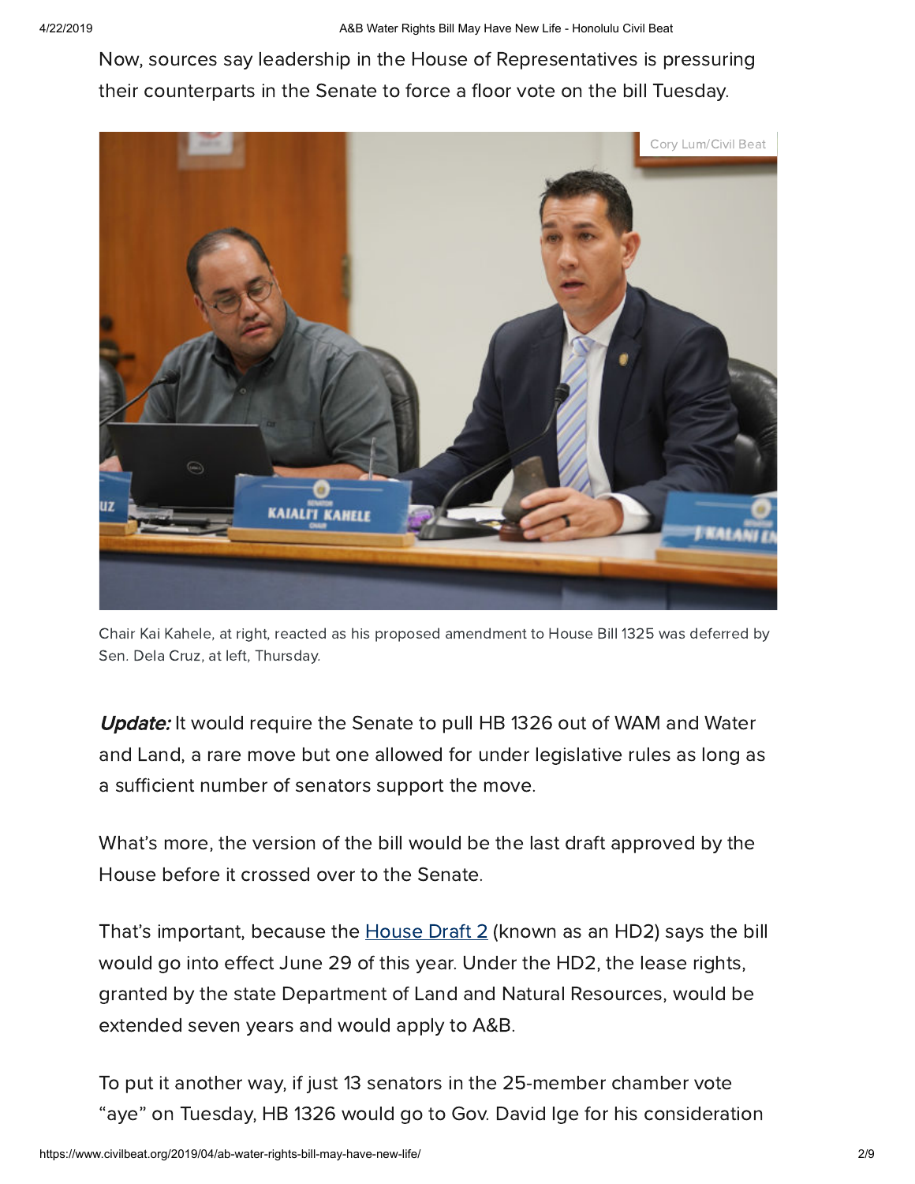Now, sources say leadership in the House of Representatives is pressuring their counterparts in the Senate to force a floor vote on the bill Tuesday.

Chair Kai Kahele, at right, reacted as his proposed amendment to House Bill 1325 was deferred by Sen. Dela Cruz, at left, Thursday.

***Update:*** It would require the Senate to pull HB 1326 out of WAM and Water and Land, a rare move but one allowed for under legislative rules as long as a sufficient number of senators support the move.

What's more, the version of the bill would be the last draft approved by the House before it crossed over to the Senate.

That's important, because the [House Draft 2](#) (known as an HD2) says the bill would go into effect June 29 of this year. Under the HD2, the lease rights, granted by the state Department of Land and Natural Resources, would be extended seven years and would apply to A&B.

To put it another way, if just 13 senators in the 25-member chamber vote "aye" on Tuesday, HB 1326 would go to Gov. David Ige for his consideration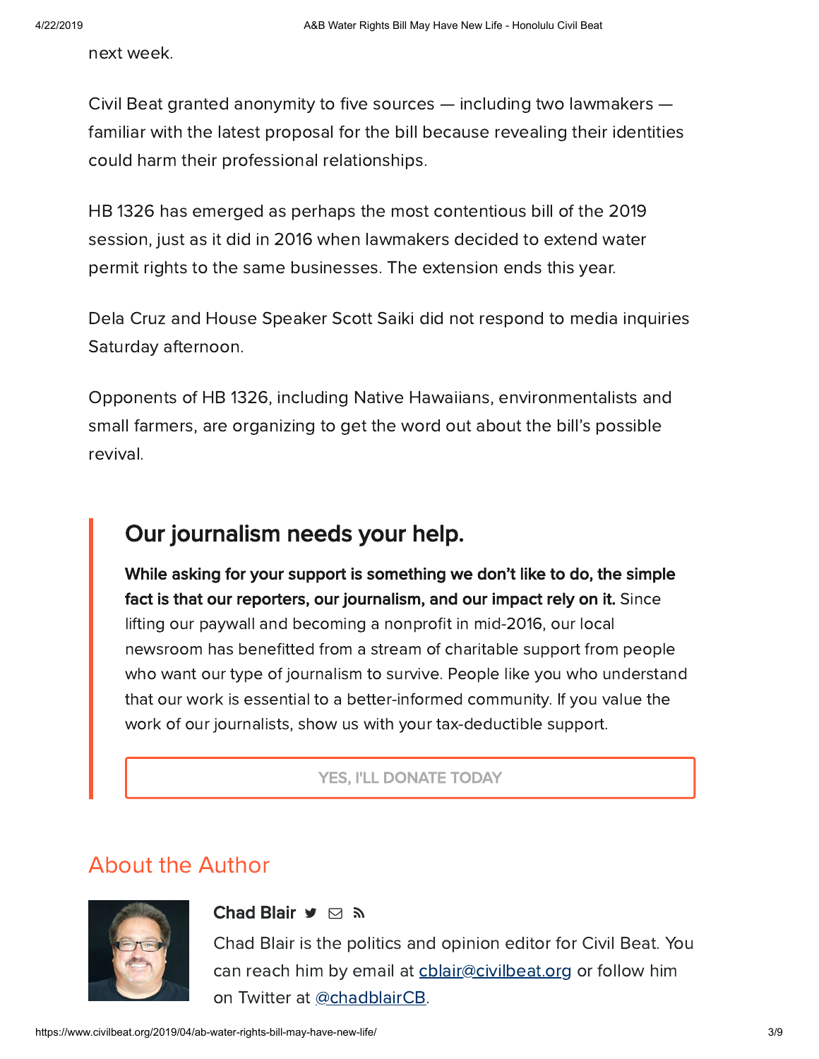next week.

Civil Beat granted anonymity to five sources — including two lawmakers — familiar with the latest proposal for the bill because revealing their identities could harm their professional relationships.

HB 1326 has emerged as perhaps the most contentious bill of the 2019 session, just as it did in 2016 when lawmakers decided to extend water permit rights to the same businesses. The extension ends this year.

Dela Cruz and House Speaker Scott Saiki did not respond to media inquiries Saturday afternoon.

Opponents of HB 1326, including Native Hawaiians, environmentalists and small farmers, are organizing to get the word out about the bill's possible revival.

## Our journalism needs your help.

**While asking for your support is something we don't like to do, the simple fact is that our reporters, our journalism, and our impact rely on it.** Since lifting our paywall and becoming a nonprofit in mid-2016, our local newsroom has benefitted from a stream of charitable support from people who want our type of journalism to survive. People like you who understand that our work is essential to a better-informed community. If you value the work of our journalists, show us with your tax-deductible support.

YES, I'LL DONATE TODAY

## About the Author

### Chad Blair

Chad Blair is the politics and opinion editor for Civil Beat. You can reach him by email at cblair@civilbeat.org or follow him on Twitter at @chadblairCB.